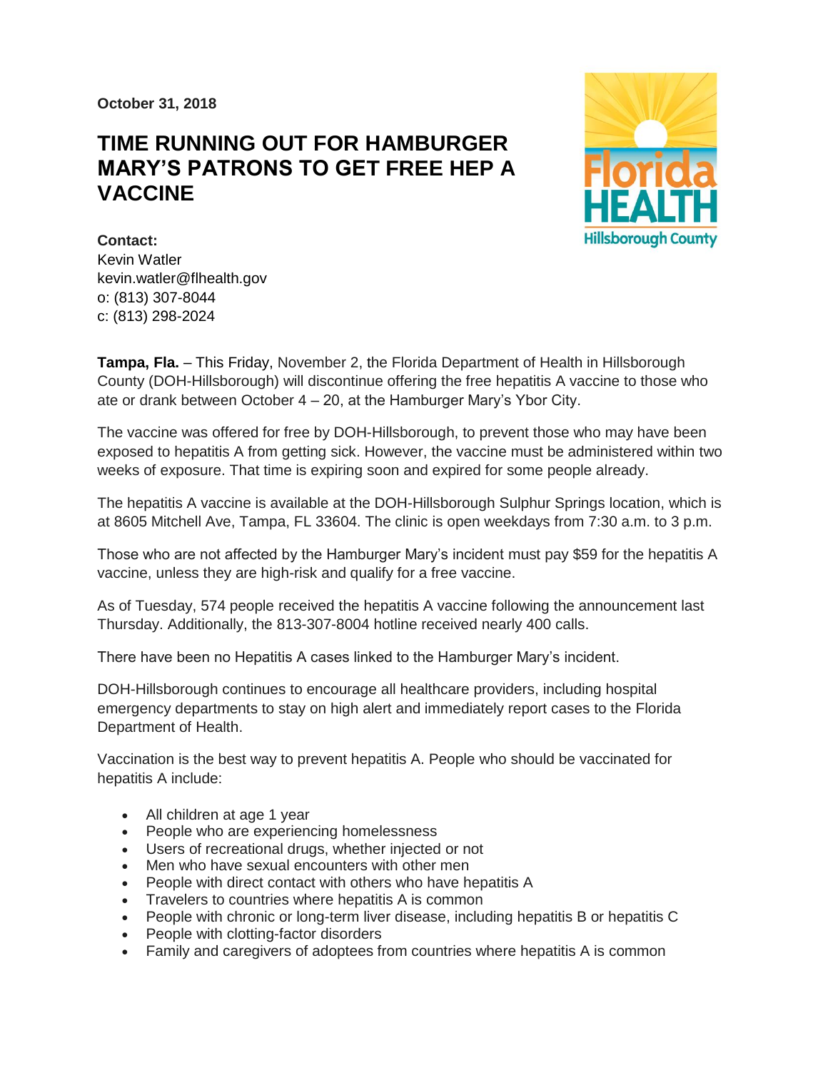**October 31, 2018**

# TIME RUNNING OUT FOR HAMBURGER MARY'S PATRONS TO GET FREE HEP A VACCINE

**Contact:**
Kevin Watler
kevin.watler@flhealth.gov
o: (813) 307-8044
c: (813) 298-2024

**Tampa, Fla.** – This Friday, November 2, the Florida Department of Health in Hillsborough County (DOH-Hillsborough) will discontinue offering the free hepatitis A vaccine to those who ate or drank between October 4 – 20, at the Hamburger Mary's Ybor City.

The vaccine was offered for free by DOH-Hillsborough, to prevent those who may have been exposed to hepatitis A from getting sick. However, the vaccine must be administered within two weeks of exposure. That time is expiring soon and expired for some people already.

The hepatitis A vaccine is available at the DOH-Hillsborough Sulphur Springs location, which is at 8605 Mitchell Ave, Tampa, FL 33604. The clinic is open weekdays from 7:30 a.m. to 3 p.m.

Those who are not affected by the Hamburger Mary's incident must pay $59 for the hepatitis A vaccine, unless they are high-risk and qualify for a free vaccine.

As of Tuesday, 574 people received the hepatitis A vaccine following the announcement last Thursday. Additionally, the 813-307-8004 hotline received nearly 400 calls.

There have been no Hepatitis A cases linked to the Hamburger Mary's incident.

DOH-Hillsborough continues to encourage all healthcare providers, including hospital emergency departments to stay on high alert and immediately report cases to the Florida Department of Health.

Vaccination is the best way to prevent hepatitis A. People who should be vaccinated for hepatitis A include:

- All children at age 1 year
- People who are experiencing homelessness
- Users of recreational drugs, whether injected or not
- Men who have sexual encounters with other men
- People with direct contact with others who have hepatitis A
- Travelers to countries where hepatitis A is common
- People with chronic or long-term liver disease, including hepatitis B or hepatitis C
- People with clotting-factor disorders
- Family and caregivers of adoptees from countries where hepatitis A is common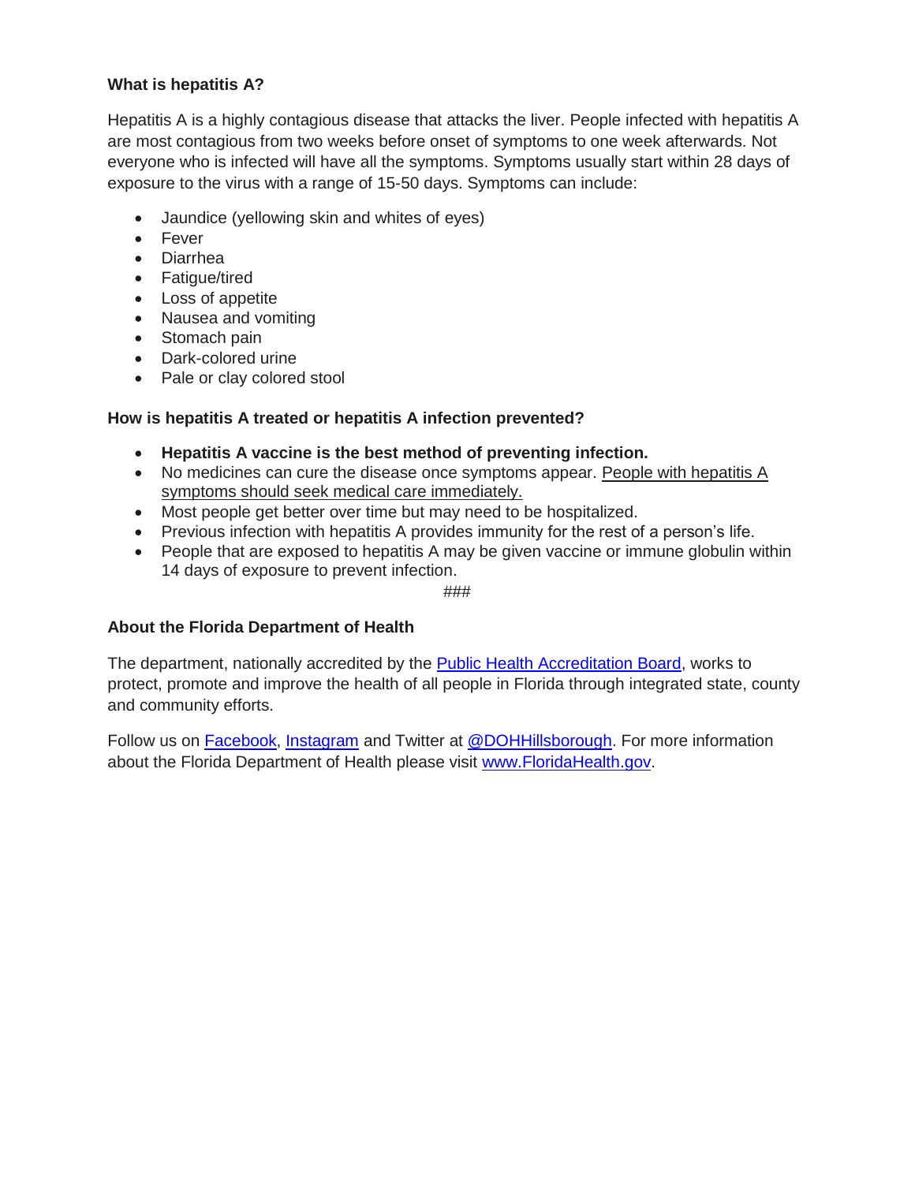**What is hepatitis A?**

Hepatitis A is a highly contagious disease that attacks the liver. People infected with hepatitis A are most contagious from two weeks before onset of symptoms to one week afterwards. Not everyone who is infected will have all the symptoms. Symptoms usually start within 28 days of exposure to the virus with a range of 15-50 days. Symptoms can include:

- Jaundice (yellowing skin and whites of eyes)
- Fever
- Diarrhea
- Fatigue/tired
- Loss of appetite
- Nausea and vomiting
- Stomach pain
- Dark-colored urine
- Pale or clay colored stool

**How is hepatitis A treated or hepatitis A infection prevented?**

- **Hepatitis A vaccine is the best method of preventing infection.**
- No medicines can cure the disease once symptoms appear. People with hepatitis A symptoms should seek medical care immediately.
- Most people get better over time but may need to be hospitalized.
- Previous infection with hepatitis A provides immunity for the rest of a person's life.
- People that are exposed to hepatitis A may be given vaccine or immune globulin within 14 days of exposure to prevent infection.

###

**About the Florida Department of Health**

The department, nationally accredited by the Public Health Accreditation Board, works to protect, promote and improve the health of all people in Florida through integrated state, county and community efforts.

Follow us on Facebook, Instagram and Twitter at @DOHHillsborough. For more information about the Florida Department of Health please visit www.FloridaHealth.gov.